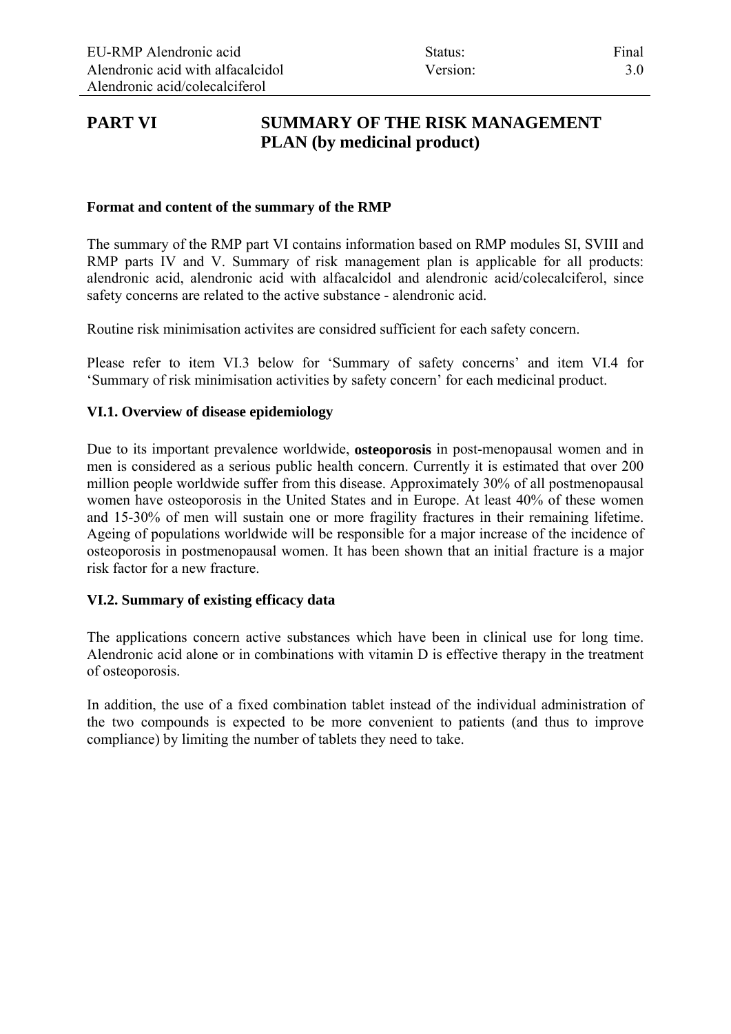# PART VI SUMMARY OF THE RISK MANAGEMENT PLAN (by medicinal product)

**Format and content of the summary of the RMP**

The summary of the RMP part VI contains information based on RMP modules SI, SVIII and RMP parts IV and V. Summary of risk management plan is applicable for all products: alendronic acid, alendronic acid with alfacalcidol and alendronic acid/colecalciferol, since safety concerns are related to the active substance - alendronic acid.

Routine risk minimisation activites are considred sufficient for each safety concern.

Please refer to item VI.3 below for 'Summary of safety concerns' and item VI.4 for 'Summary of risk minimisation activities by safety concern' for each medicinal product.

## VI.1. Overview of disease epidemiology

Due to its important prevalence worldwide, **osteoporosis** in post-menopausal women and in men is considered as a serious public health concern. Currently it is estimated that over 200 million people worldwide suffer from this disease. Approximately 30% of all postmenopausal women have osteoporosis in the United States and in Europe. At least 40% of these women and 15-30% of men will sustain one or more fragility fractures in their remaining lifetime. Ageing of populations worldwide will be responsible for a major increase of the incidence of osteoporosis in postmenopausal women. It has been shown that an initial fracture is a major risk factor for a new fracture.

## VI.2. Summary of existing efficacy data

The applications concern active substances which have been in clinical use for long time. Alendronic acid alone or in combinations with vitamin D is effective therapy in the treatment of osteoporosis.

In addition, the use of a fixed combination tablet instead of the individual administration of the two compounds is expected to be more convenient to patients (and thus to improve compliance) by limiting the number of tablets they need to take.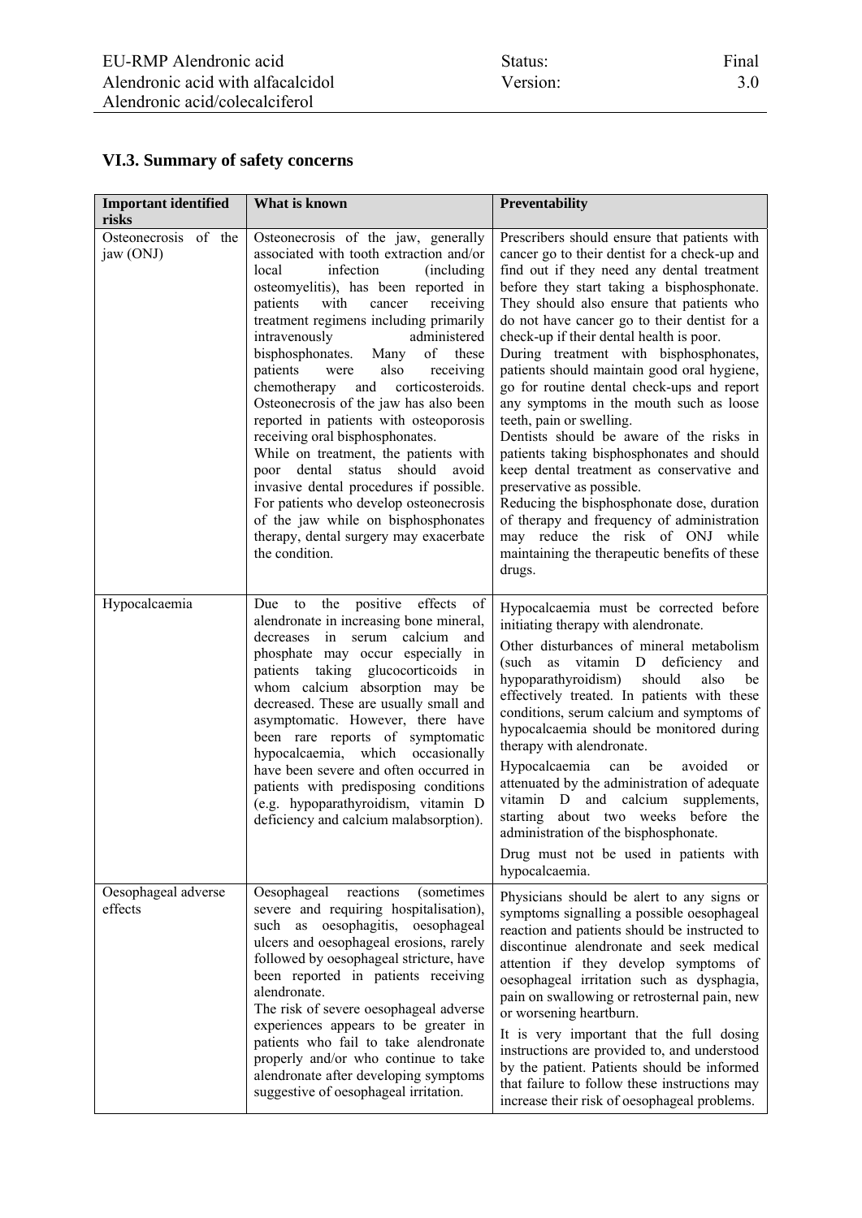## VI.3. Summary of safety concerns

| Important identified risks | What is known | Preventability |
|---|---|---|
| Osteonecrosis of the jaw (ONJ) | Osteonecrosis of the jaw, generally associated with tooth extraction and/or local infection (including osteomyelitis), has been reported in patients with cancer receiving treatment regimens including primarily intravenously administered bisphosphonates. Many of these patients were also receiving chemotherapy and corticosteroids. Osteonecrosis of the jaw has also been reported in patients with osteoporosis receiving oral bisphosphonates.<br>While on treatment, the patients with poor dental status should avoid invasive dental procedures if possible. For patients who develop osteonecrosis of the jaw while on bisphosphonates therapy, dental surgery may exacerbate the condition. | Prescribers should ensure that patients with cancer go to their dentist for a check-up and find out if they need any dental treatment before they start taking a bisphosphonate. They should also ensure that patients who do not have cancer go to their dentist for a check-up if their dental health is poor.<br>During treatment with bisphosphonates, patients should maintain good oral hygiene, go for routine dental check-ups and report any symptoms in the mouth such as loose teeth, pain or swelling.<br>Dentists should be aware of the risks in patients taking bisphosphonates and should keep dental treatment as conservative and preservative as possible.<br>Reducing the bisphosphonate dose, duration of therapy and frequency of administration may reduce the risk of ONJ while maintaining the therapeutic benefits of these drugs. |
| Hypocalcaemia | Due to the positive effects of alendronate in increasing bone mineral, decreases in serum calcium and phosphate may occur especially in patients taking glucocorticoids in whom calcium absorption may be decreased. These are usually small and asymptomatic. However, there have been rare reports of symptomatic hypocalcaemia, which occasionally have been severe and often occurred in patients with predisposing conditions (e.g. hypoparathyroidism, vitamin D deficiency and calcium malabsorption). | Hypocalcaemia must be corrected before initiating therapy with alendronate.<br>Other disturbances of mineral metabolism (such as vitamin D deficiency and hypoparathyroidism) should also be effectively treated. In patients with these conditions, serum calcium and symptoms of hypocalcaemia should be monitored during therapy with alendronate.<br>Hypocalcaemia can be avoided or attenuated by the administration of adequate vitamin D and calcium supplements, starting about two weeks before the administration of the bisphosphonate.<br>Drug must not be used in patients with hypocalcaemia. |
| Oesophageal adverse effects | Oesophageal reactions (sometimes severe and requiring hospitalisation), such as oesophagitis, oesophageal ulcers and oesophageal erosions, rarely followed by oesophageal stricture, have been reported in patients receiving alendronate.<br>The risk of severe oesophageal adverse experiences appears to be greater in patients who fail to take alendronate properly and/or who continue to take alendronate after developing symptoms suggestive of oesophageal irritation. | Physicians should be alert to any signs or symptoms signalling a possible oesophageal reaction and patients should be instructed to discontinue alendronate and seek medical attention if they develop symptoms of oesophageal irritation such as dysphagia, pain on swallowing or retrosternal pain, new or worsening heartburn.<br>It is very important that the full dosing instructions are provided to, and understood by the patient. Patients should be informed that failure to follow these instructions may increase their risk of oesophageal problems. |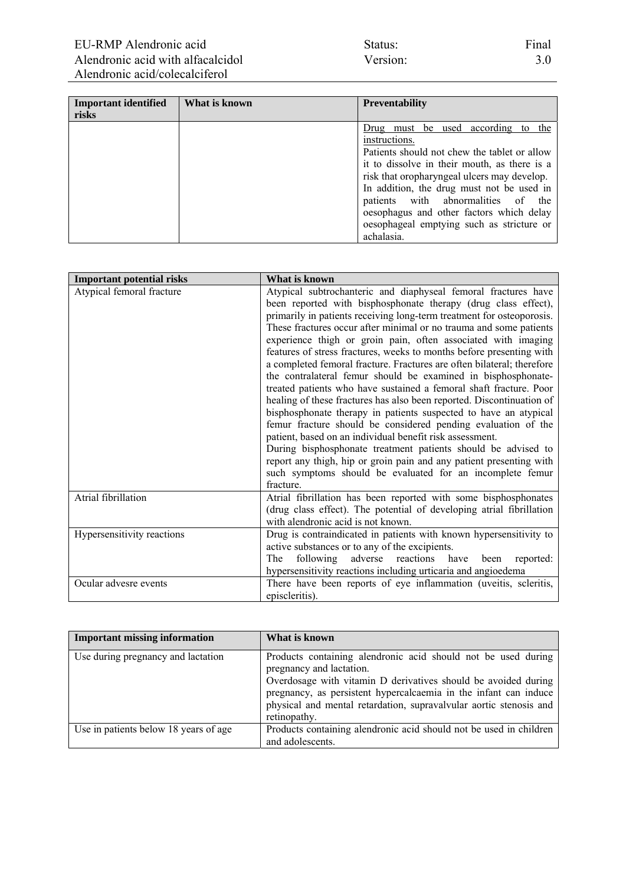| Important identified risks | What is known | Preventability |
|---|---|---|
| | | Drug must be used according to the instructions.<br>Patients should not chew the tablet or allow it to dissolve in their mouth, as there is a risk that oropharyngeal ulcers may develop. In addition, the drug must not be used in patients with abnormalities of the oesophagus and other factors which delay oesophageal emptying such as stricture or achalasia. |

| Important potential risks | What is known |
|---|---|
| Atypical femoral fracture | Atypical subtrochanteric and diaphyseal femoral fractures have been reported with bisphosphonate therapy (drug class effect), primarily in patients receiving long-term treatment for osteoporosis. These fractures occur after minimal or no trauma and some patients experience thigh or groin pain, often associated with imaging features of stress fractures, weeks to months before presenting with a completed femoral fracture. Fractures are often bilateral; therefore the contralateral femur should be examined in bisphosphonate-treated patients who have sustained a femoral shaft fracture. Poor healing of these fractures has also been reported. Discontinuation of bisphosphonate therapy in patients suspected to have an atypical femur fracture should be considered pending evaluation of the patient, based on an individual benefit risk assessment.<br>During bisphosphonate treatment patients should be advised to report any thigh, hip or groin pain and any patient presenting with such symptoms should be evaluated for an incomplete femur fracture. |
| Atrial fibrillation | Atrial fibrillation has been reported with some bisphosphonates (drug class effect). The potential of developing atrial fibrillation with alendronic acid is not known. |
| Hypersensitivity reactions | Drug is contraindicated in patients with known hypersensitivity to active substances or to any of the excipients.<br>The following adverse reactions have been reported: hypersensitivity reactions including urticaria and angioedema |
| Ocular advesre events | There have been reports of eye inflammation (uveitis, scleritis, episcleritis). |

| Important missing information | What is known |
|---|---|
| Use during pregnancy and lactation | Products containing alendronic acid should not be used during pregnancy and lactation.<br>Overdosage with vitamin D derivatives should be avoided during pregnancy, as persistent hypercalcaemia in the infant can induce physical and mental retardation, supravalvular aortic stenosis and retinopathy. |
| Use in patients below 18 years of age | Products containing alendronic acid should not be used in children and adolescents. |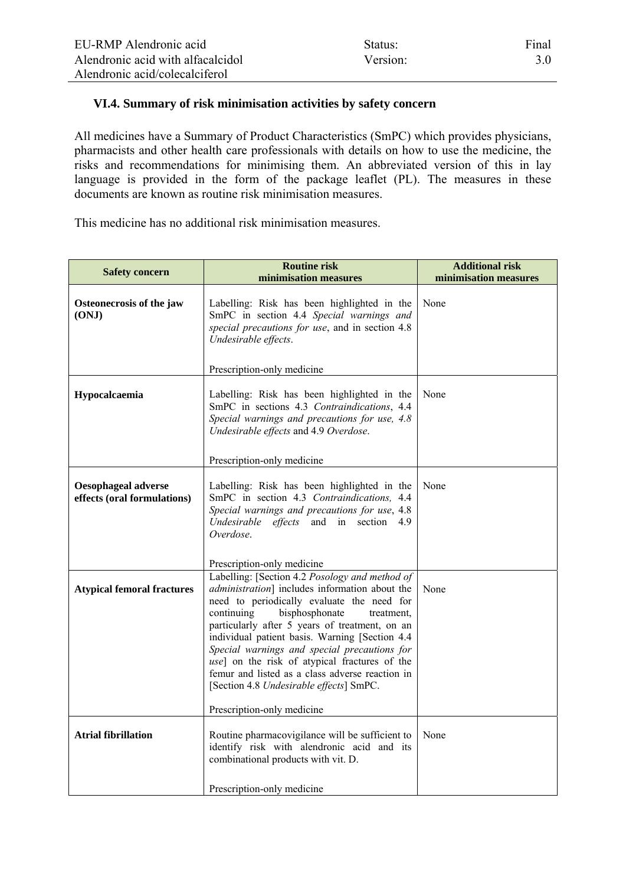### VI.4. Summary of risk minimisation activities by safety concern

All medicines have a Summary of Product Characteristics (SmPC) which provides physicians, pharmacists and other health care professionals with details on how to use the medicine, the risks and recommendations for minimising them. An abbreviated version of this in lay language is provided in the form of the package leaflet (PL). The measures in these documents are known as routine risk minimisation measures.

This medicine has no additional risk minimisation measures.

| Safety concern | Routine risk minimisation measures | Additional risk minimisation measures |
|---|---|---|
| **Osteonecrosis of the jaw (ONJ)** | Labelling: Risk has been highlighted in the SmPC in section 4.4 *Special warnings and special precautions for use*, and in section 4.8 *Undesirable effects*.<br><br>Prescription-only medicine | None |
| **Hypocalcaemia** | Labelling: Risk has been highlighted in the SmPC in sections 4.3 *Contraindications*, 4.4 *Special warnings and precautions for use, 4.8 Undesirable effects* and 4.9 *Overdose*.<br><br>Prescription-only medicine | None |
| **Oesophageal adverse effects (oral formulations)** | Labelling: Risk has been highlighted in the SmPC in section 4.3 *Contraindications,* 4.4 *Special warnings and precautions for use*, 4.8 *Undesirable effects* and in section 4.9 *Overdose*.<br><br>Prescription-only medicine | None |
| **Atypical femoral fractures** | Labelling: [Section 4.2 *Posology and method of administration*] includes information about the need to periodically evaluate the need for continuing bisphosphonate treatment, particularly after 5 years of treatment, on an individual patient basis. Warning [Section 4.4 *Special warnings and special precautions for use*] on the risk of atypical fractures of the femur and listed as a class adverse reaction in [Section 4.8 *Undesirable effects*] SmPC.<br><br>Prescription-only medicine | None |
| **Atrial fibrillation** | Routine pharmacovigilance will be sufficient to identify risk with alendronic acid and its combinational products with vit. D.<br><br>Prescription-only medicine | None |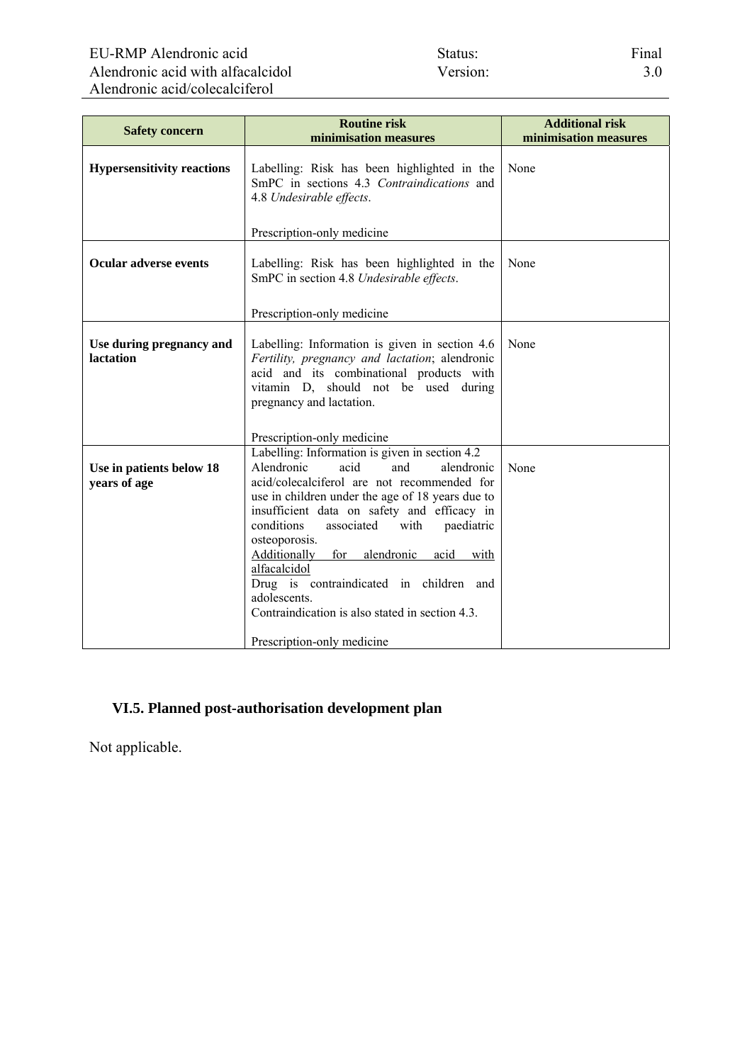| Safety concern | Routine risk minimisation measures | Additional risk minimisation measures |
|---|---|---|
| **Hypersensitivity reactions** | Labelling: Risk has been highlighted in the SmPC in sections 4.3 *Contraindications* and 4.8 *Undesirable effects*.<br><br>Prescription-only medicine | None |
| **Ocular adverse events** | Labelling: Risk has been highlighted in the SmPC in section 4.8 *Undesirable effects*.<br><br>Prescription-only medicine | None |
| **Use during pregnancy and lactation** | Labelling: Information is given in section 4.6 *Fertility, pregnancy and lactation*; alendronic acid and its combinational products with vitamin D, should not be used during pregnancy and lactation.<br><br>Prescription-only medicine | None |
| **Use in patients below 18 years of age** | Labelling: Information is given in section 4.2 Alendronic acid and alendronic acid/colecalciferol are not recommended for use in children under the age of 18 years due to insufficient data on safety and efficacy in conditions associated with paediatric osteoporosis.<br><u>Additionally for alendronic acid with alfacalcidol</u><br>Drug is contraindicated in children and adolescents.<br>Contraindication is also stated in section 4.3.<br><br>Prescription-only medicine | None |

## VI.5. Planned post-authorisation development plan

Not applicable.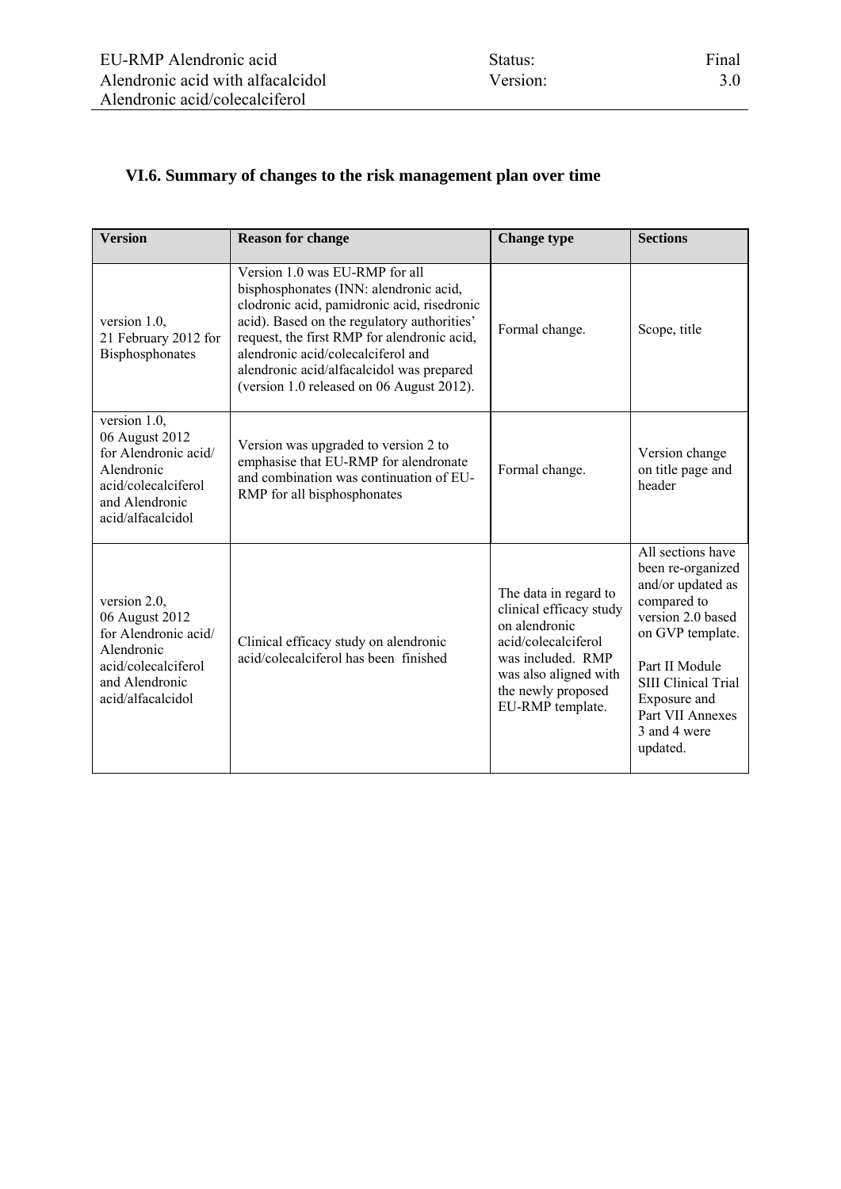## VI.6. Summary of changes to the risk management plan over time

| Version | Reason for change | Change type | Sections |
|---|---|---|---|
| version 1.0, 21 February 2012 for Bisphosphonates | Version 1.0 was EU-RMP for all bisphosphonates (INN: alendronic acid, clodronic acid, pamidronic acid, risedronic acid). Based on the regulatory authorities' request, the first RMP for alendronic acid, alendronic acid/colecalciferol and alendronic acid/alfacalcidol was prepared (version 1.0 released on 06 August 2012). | Formal change. | Scope, title |
| version 1.0, 06 August 2012 for Alendronic acid/ Alendronic acid/colecalciferol and Alendronic acid/alfacalcidol | Version was upgraded to version 2 to emphasise that EU-RMP for alendronate and combination was continuation of EU-RMP for all bisphosphonates | Formal change. | Version change on title page and header |
| version 2.0, 06 August 2012 for Alendronic acid/ Alendronic acid/colecalciferol and Alendronic acid/alfacalcidol | Clinical efficacy study on alendronic acid/colecalciferol has been finished | The data in regard to clinical efficacy study on alendronic acid/colecalciferol was included. RMP was also aligned with the newly proposed EU-RMP template. | All sections have been re-organized and/or updated as compared to version 2.0 based on GVP template.<br><br>Part II Module SIII Clinical Trial Exposure and Part VII Annexes 3 and 4 were updated. |